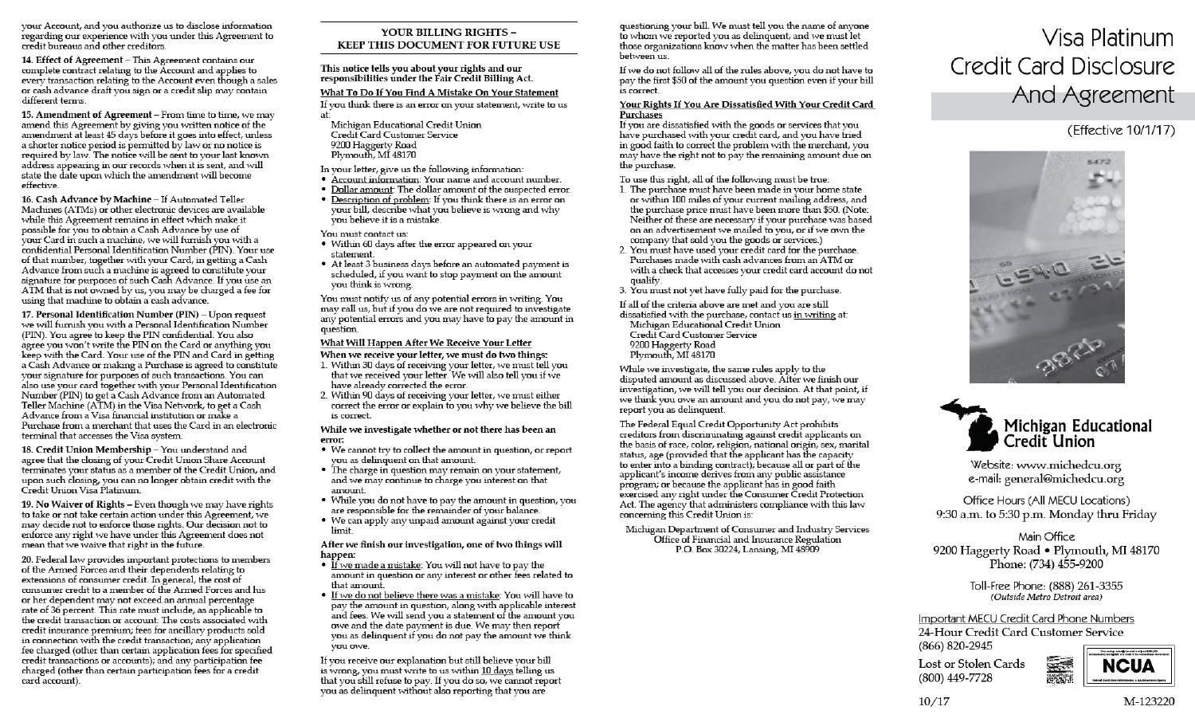your Account, and you authorize us to disclose information regarding our experience with you under this Agreement to credit bureaus and other creditors.

**14. Effect of Agreement** – This Agreement contains our complete contract relating to the Account and applies to every transaction relating to the Account even though a sales or cash advance draft you sign or a credit slip may contain different terms.

**15. Amendment of Agreement** – From time to time, we may amend this Agreement by giving you written notice of the amendment at least 45 days before it goes into effect, unless a shorter notice period is permitted by law or no notice is required by law. The notice will be sent to your last known address appearing in our records when it is sent, and will state the date upon which the amendment will become effective.

**16. Cash Advance by Machine** – If Automated Teller Machines (ATMs) or other electronic devices are available while this Agreement remains in effect which make it possible for you to obtain a Cash Advance by use of your Card in such a machine, we will furnish you with a confidential Personal Identification Number (PIN). Your use of that number, together with your Card, in getting a Cash Advance from such a machine is agreed to constitute your signature for purposes of such Cash Advance. If you use an ATM that is not owned by us, you may be charged a fee for using that machine to obtain a cash advance.

**17. Personal Identification Number (PIN)** – Upon request we will furnish you with a Personal Identification Number (PIN). You agree to keep the PIN confidential. You also agree you won't write the PIN on the Card or anything you keep with the Card. Your use of the PIN and Card in getting a Cash Advance or making a Purchase is agreed to constitute your signature for purposes of such transactions. You can also use your card together with your Personal Identification Number (PIN) to get a Cash Advance from an Automated Teller Machine (ATM) in the Visa Network, to get a Cash Advance from a Visa financial institution or make a Purchase from a merchant that uses the Card in an electronic terminal that accesses the Visa system.

**18. Credit Union Membership** – You understand and agree that the closing of your Credit Union Share Account terminates your status as a member of the Credit Union, and upon such closing, you can no longer obtain credit with the Credit Union Visa Platinum.

**19. No Waiver of Rights** – Even though we may have rights to take or not take certain action under this Agreement, we may decide not to enforce those rights. Our decision not to enforce any right we have under this Agreement does not mean that we waive that right in the future.

**20.** Federal law provides important protections to members of the Armed Forces and their dependents relating to extensions of consumer credit. In general, the cost of consumer credit to a member of the Armed Forces and his or her dependent may not exceed an annual percentage rate of 36 percent. This rate must include, as applicable to the credit transaction or account: The costs associated with credit insurance premium; fees for ancillary products sold in connection with the credit transaction; any application fee charged (other than certain application fees for specified credit transactions or accounts); and any participation fee charged (other than certain participation fees for a credit card account).

## YOUR BILLING RIGHTS – KEEP THIS DOCUMENT FOR FUTURE USE

**This notice tells you about your rights and our responsibilities under the Fair Credit Billing Act.**

### What To Do If You Find A Mistake On Your Statement

If you think there is an error on your statement, write to us at:

Michigan Educational Credit Union
Credit Card Customer Service
9200 Haggerty Road
Plymouth, MI 48170

In your letter, give us the following information:

- Account information: Your name and account number.
- Dollar amount: The dollar amount of the suspected error.
- Description of problem: If you think there is an error on your bill, describe what you believe is wrong and why you believe it is a mistake.

You must contact us:

- Within 60 days after the error appeared on your statement.
- At least 3 business days before an automated payment is scheduled, if you want to stop payment on the amount you think is wrong.

You must notify us of any potential errors in writing. You may call us, but if you do we are not required to investigate any potential errors and you may have to pay the amount in question.

### What Will Happen After We Receive Your Letter

**When we receive your letter, we must do two things:**

1. Within 30 days of receiving your letter, we must tell you that we received your letter. We will also tell you if we have already corrected the error.
2. Within 90 days of receiving your letter, we must either correct the error or explain to you why we believe the bill is correct.

**While we investigate whether or not there has been an error:**

- We cannot try to collect the amount in question, or report you as delinquent on that amount.
- The charge in question may remain on your statement, and we may continue to charge you interest on that amount.
- While you do not have to pay the amount in question, you are responsible for the remainder of your balance.
- We can apply any unpaid amount against your credit limit.

**After we finish our investigation, one of two things will happen:**

- If we made a mistake: You will not have to pay the amount in question or any interest or other fees related to that amount.
- If we do not believe there was a mistake: You will have to pay the amount in question, along with applicable interest and fees. We will send you a statement of the amount you owe and the date payment is due. We may then report you as delinquent if you do not pay the amount we think you owe.

If you receive our explanation but still believe your bill is wrong, you must write to us within 10 days telling us that you still refuse to pay. If you do so, we cannot report you as delinquent without also reporting that you are questioning your bill. We must tell you the name of anyone to whom we reported you as delinquent, and we must let those organizations know when the matter has been settled between us.

If we do not follow all of the rules above, you do not have to pay the first $50 of the amount you question even if your bill is correct.

### Your Rights If You Are Dissatisfied With Your Credit Card Purchases

If you are dissatisfied with the goods or services that you have purchased with your credit card, and you have tried in good faith to correct the problem with the merchant, you may have the right not to pay the remaining amount due on the purchase.

To use this right, all of the following must be true:

1. The purchase must have been made in your home state or within 100 miles of your current mailing address, and the purchase price must have been more than $50. (Note: Neither of these are necessary if your purchase was based on an advertisement we mailed to you, or if we own the company that sold you the goods or services.)
2. You must have used your credit card for the purchase. Purchases made with cash advances from an ATM or with a check that accesses your credit card account do not qualify.
3. You must not yet have fully paid for the purchase.

If all of the criteria above are met and you are still dissatisfied with the purchase, contact us in writing at:

Michigan Educational Credit Union
Credit Card Customer Service
9200 Haggerty Road
Plymouth, MI 48170

While we investigate, the same rules apply to the disputed amount as discussed above. After we finish our investigation, we will tell you our decision. At that point, if we think you owe an amount and you do not pay, we may report you as delinquent.

The Federal Equal Credit Opportunity Act prohibits creditors from discriminating against credit applicants on the basis of race, color, religion, national origin, sex, marital status, age (provided that the applicant has the capacity to enter into a binding contract); because all or part of the applicant's income derives from any public assistance program; or because the applicant has in good faith exercised any right under the Consumer Credit Protection Act. The agency that administers compliance with this law concerning this Credit Union is:

Michigan Department of Consumer and Industry Services
Office of Financial and Insurance Regulation
P.O. Box 30224, Lansing, MI 48909

# Visa Platinum Credit Card Disclosure And Agreement

(Effective 10/1/17)

Michigan Educational Credit Union

Website: www.michedcu.org
e-mail: general@michedcu.org

Office Hours (All MECU Locations)
9:30 a.m. to 5:30 p.m. Monday thru Friday

Main Office
9200 Haggerty Road • Plymouth, MI 48170
Phone: (734) 455-9200

Toll-Free Phone: (888) 261-3355
*(Outside Metro Detroit area)*

Important MECU Credit Card Phone Numbers

24-Hour Credit Card Customer Service
(866) 820-2945

Lost or Stolen Cards
(800) 449-7728

NCUA

10/17

M-123220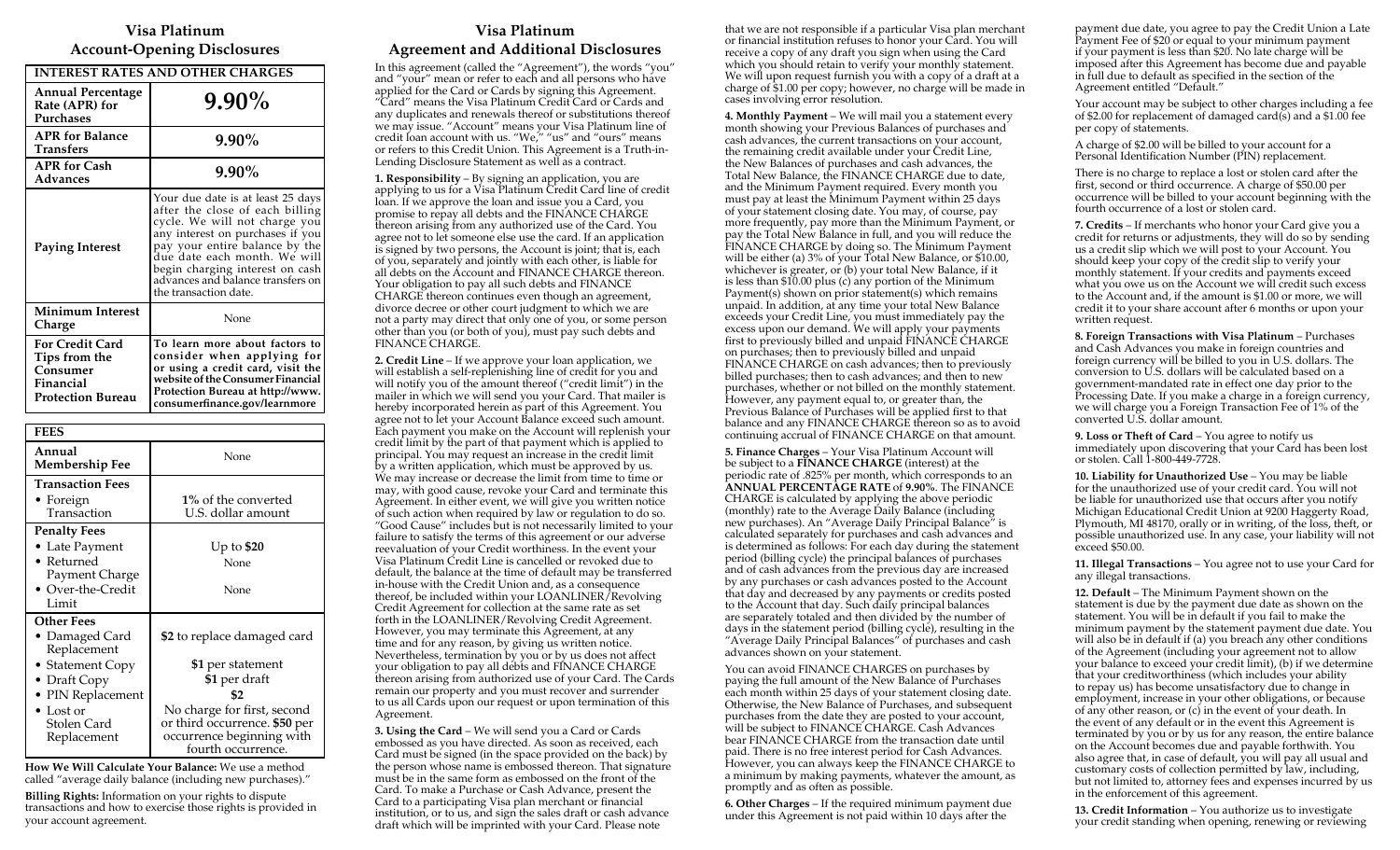# Visa Platinum Account-Opening Disclosures

| INTEREST RATES AND OTHER CHARGES | |
|---|---|
| **Annual Percentage Rate (APR) for Purchases** | **9.90%** |
| **APR for Balance Transfers** | **9.90%** |
| **APR for Cash Advances** | **9.90%** |
| **Paying Interest** | Your due date is at least 25 days after the close of each billing cycle. We will not charge you any interest on purchases if you pay your entire balance by the due date each month. We will begin charging interest on cash advances and balance transfers on the transaction date. |
| **Minimum Interest Charge** | None |
| **For Credit Card Tips from the Consumer Financial Protection Bureau** | **To learn more about factors to consider when applying for or using a credit card, visit the website of the Consumer Financial Protection Bureau at http://www.consumerfinance.gov/learnmore** |

| FEES | |
|---|---|
| **Annual Membership Fee** | None |
| **Transaction Fees** | |
| • Foreign Transaction | **1%** of the converted U.S. dollar amount |
| **Penalty Fees** | |
| • Late Payment | Up to **$20** |
| • Returned Payment Charge | None |
| • Over-the-Credit Limit | None |
| **Other Fees** | |
| • Damaged Card Replacement | **$2** to replace damaged card |
| • Statement Copy | **$1** per statement |
| • Draft Copy | **$1** per draft |
| • PIN Replacement | **$2** |
| • Lost or Stolen Card Replacement | No charge for first, second or third occurrence. **$50** per occurrence beginning with fourth occurrence. |

**How We Will Calculate Your Balance:** We use a method called "average daily balance (including new purchases)."

**Billing Rights:** Information on your rights to dispute transactions and how to exercise those rights is provided in your account agreement.

# Visa Platinum Agreement and Additional Disclosures

In this agreement (called the "Agreement"), the words "you" and "your" mean or refer to each and all persons who have applied for the Card or Cards by signing this Agreement. "Card" means the Visa Platinum Credit Card or Cards and any duplicates and renewals thereof or substitutions thereof we may issue. "Account" means your Visa Platinum line of credit loan account with us. "We," "us" and "ours" means or refers to this Credit Union. This Agreement is a Truth-in-Lending Disclosure Statement as well as a contract.

**1. Responsibility** – By signing an application, you are applying to us for a Visa Platinum Credit Card line of credit loan. If we approve the loan and issue you a Card, you promise to repay all debts and the FINANCE CHARGE thereon arising from any authorized use of the Card. You agree not to let someone else use the card. If an application is signed by two persons, the Account is joint; that is, each of you, separately and jointly with each other, is liable for all debts on the Account and FINANCE CHARGE thereon. Your obligation to pay all such debts and FINANCE CHARGE thereon continues even though an agreement, divorce decree or other court judgment to which we are not a party may direct that only one of you, or some person other than you (or both of you), must pay such debts and FINANCE CHARGE.

**2. Credit Line** – If we approve your loan application, we will establish a self-replenishing line of credit for you and will notify you of the amount thereof ("credit limit") in the mailer in which we will send you your Card. That mailer is hereby incorporated herein as part of this Agreement. You agree not to let your Account Balance exceed such amount. Each payment you make on the Account will replenish your credit limit by the part of that payment which is applied to principal. You may request an increase in the credit limit by a written application, which must be approved by us. We may increase or decrease the limit from time to time or may, with good cause, revoke your Card and terminate this Agreement. In either event, we will give you written notice of such action when required by law or regulation to do so. "Good Cause" includes but is not necessarily limited to your failure to satisfy the terms of this agreement or our adverse reevaluation of your credit worthiness. In the event your Visa Platinum Credit Line is cancelled or revoked due to default, the balance at the time of default may be transferred in-house with the Credit Union and, as a consequence thereof, be included within your LOANLINER/Revolving Credit Agreement for collection at the same rate as set forth in the LOANLINER/Revolving Credit Agreement. However, you may terminate this Agreement, at any time and for any reason, by giving us written notice. Nevertheless, termination by you or by us does not affect your obligation to pay all debts and FINANCE CHARGE thereon arising from authorized use of your Card. The Cards remain our property and you must recover and surrender to us all Cards upon our request or upon termination of this Agreement.

**3. Using the Card** – We will send you a Card or Cards embossed as you have directed. As soon as received, each Card must be signed (in the space provided on the back) by the person whose name is embossed thereon. That signature must be in the same form as embossed on the front of the Card. To make a Purchase or Cash Advance, present the Card to a participating Visa plan merchant or financial institution, or to us, and sign the sales draft or cash advance draft which will be imprinted with your Card. Please note that we are not responsible if a particular Visa plan merchant or financial institution refuses to honor your Card. You will receive a copy of any draft you sign when using the Card which you should retain to verify your monthly statement. We will upon request furnish you with a copy of a draft at a charge of $1.00 per copy; however, no charge will be made in cases involving error resolution.

**4. Monthly Payment** – We will mail you a statement every month showing your Previous Balances of purchases and cash advances, the current transactions on your account, the remaining credit available under your Credit Line, the New Balances of purchases and cash advances, the Total New Balance, the FINANCE CHARGE due to date, and the Minimum Payment required. Every month you must pay at least the Minimum Payment within 25 days of your statement closing date. You may, of course, pay more frequently, pay more than the Minimum Payment, or pay the Total New Balance in full, and you will reduce the FINANCE CHARGE by doing so. The Minimum Payment will be either (a) 3% of your Total New Balance, or $10.00, whichever is greater, or (b) your total New Balance, if it is less than $10.00 plus (c) any portion of the Minimum Payment(s) shown on prior statement(s) which remains unpaid. In addition, at any time your total New Balance exceeds your Credit Line, you must immediately pay the excess upon our demand. We will apply your payments first to previously billed and unpaid FINANCE CHARGE on purchases; then to previously billed and unpaid FINANCE CHARGE on cash advances; then to previously billed purchases; then to cash advances; and then to new purchases, whether or not billed on the monthly statement. However, any payment equal to, or greater than, the Previous Balance of Purchases will be applied first to that balance and any FINANCE CHARGE thereon so as to avoid continuing accrual of FINANCE CHARGE on that amount.

**5. Finance Charges** – Your Visa Platinum Account will be subject to a **FINANCE CHARGE** (interest) at the periodic rate of .825% per month, which corresponds to an **ANNUAL PERCENTAGE RATE** of **9.90%**. The FINANCE CHARGE is calculated by applying the above periodic (monthly) rate to the Average Daily Balance (including new purchases). An "Average Daily Principal Balance" is calculated separately for purchases and cash advances and is determined as follows: For each day during the statement period (billing cycle) the principal balances of purchases and of cash advances from the previous day are increased by any purchases or cash advances posted to the Account that day and decreased by any payments or credits posted to the Account that day. Such daily principal balances are separately totaled and then divided by the number of days in the statement period (billing cycle), resulting in the "Average Daily Principal Balances" of purchases and cash advances shown on your statement.

You can avoid FINANCE CHARGES on purchases by paying the full amount of the New Balance of Purchases each month within 25 days of your statement closing date. Otherwise, the New Balance of Purchases, and subsequent purchases from the date they are posted to your account, will be subject to FINANCE CHARGE. Cash Advances bear FINANCE CHARGE from the transaction date until paid. There is no free interest period for Cash Advances. However, you can always keep the FINANCE CHARGE to a minimum by making payments, whatever the amount, as promptly and as often as possible.

**6. Other Charges** – If the required minimum payment due under this Agreement is not paid within 10 days after the payment due date, you agree to pay the Credit Union a Late Payment Fee of $20 or equal to your minimum payment if your payment is less than $20. No late charge will be imposed after this Agreement has become due and payable in full due to default as specified in the section of the Agreement entitled "Default."

Your account may be subject to other charges including a fee of $2.00 for replacement of damaged card(s) and a $1.00 fee per copy of statements.

A charge of $2.00 will be billed to your account for a Personal Identification Number (PIN) replacement.

There is no charge to replace a lost or stolen card after the first, second or third occurrence. A charge of $50.00 per occurrence will be billed to your account beginning with the fourth occurrence of a lost or stolen card.

**7. Credits** – If merchants who honor your Card give you a credit for returns or adjustments, they will do so by sending us a credit slip which we will post to your Account. You should keep your copy of the credit slip to verify your monthly statement. If your credits and payments exceed what you owe us on the Account we will credit such excess to the Account and, if the amount is $1.00 or more, we will credit it to your share account after 6 months or upon your written request.

**8. Foreign Transactions with Visa Platinum** – Purchases and Cash Advances you make in foreign countries and foreign currency will be billed to you in U.S. dollars. The conversion to U.S. dollars will be calculated based on a government-mandated rate in effect one day prior to the Processing Date. If you make a charge in a foreign currency, we will charge you a Foreign Transaction Fee of 1% of the converted U.S. dollar amount.

**9. Loss or Theft of Card** – You agree to notify us immediately upon discovering that your Card has been lost or stolen. Call 1-800-449-7728.

**10. Liability for Unauthorized Use** – You may be liable for the unauthorized use of your credit card. You will not be liable for unauthorized use that occurs after you notify Michigan Educational Credit Union at 9200 Haggerty Road, Plymouth, MI 48170, orally or in writing, of the loss, theft, or possible unauthorized use. In any case, your liability will not exceed $50.00.

**11. Illegal Transactions** – You agree not to use your Card for any illegal transactions.

**12. Default** – The Minimum Payment shown on the statement is due by the payment due date as shown on the statement. You will be in default if you fail to make the minimum payment by the statement payment due date. You will also be in default if (a) you breach any other conditions of the Agreement (including your agreement not to allow your balance to exceed your credit limit), (b) if we determine that your creditworthiness (which includes your ability to repay us) has become unsatisfactory due to change in employment, increase in your other obligations, or because of any other reason, or (c) in the event of your death. In the event of any default or in the event this Agreement is terminated by you or by us for any reason, the entire balance on the Account becomes due and payable forthwith. You also agree that, in case of default, you will pay all usual and customary costs of collection permitted by law, including, but not limited to, attorney fees and expenses incurred by us in the enforcement of this agreement.

**13. Credit Information** – You authorize us to investigate your credit standing when opening, renewing or reviewing